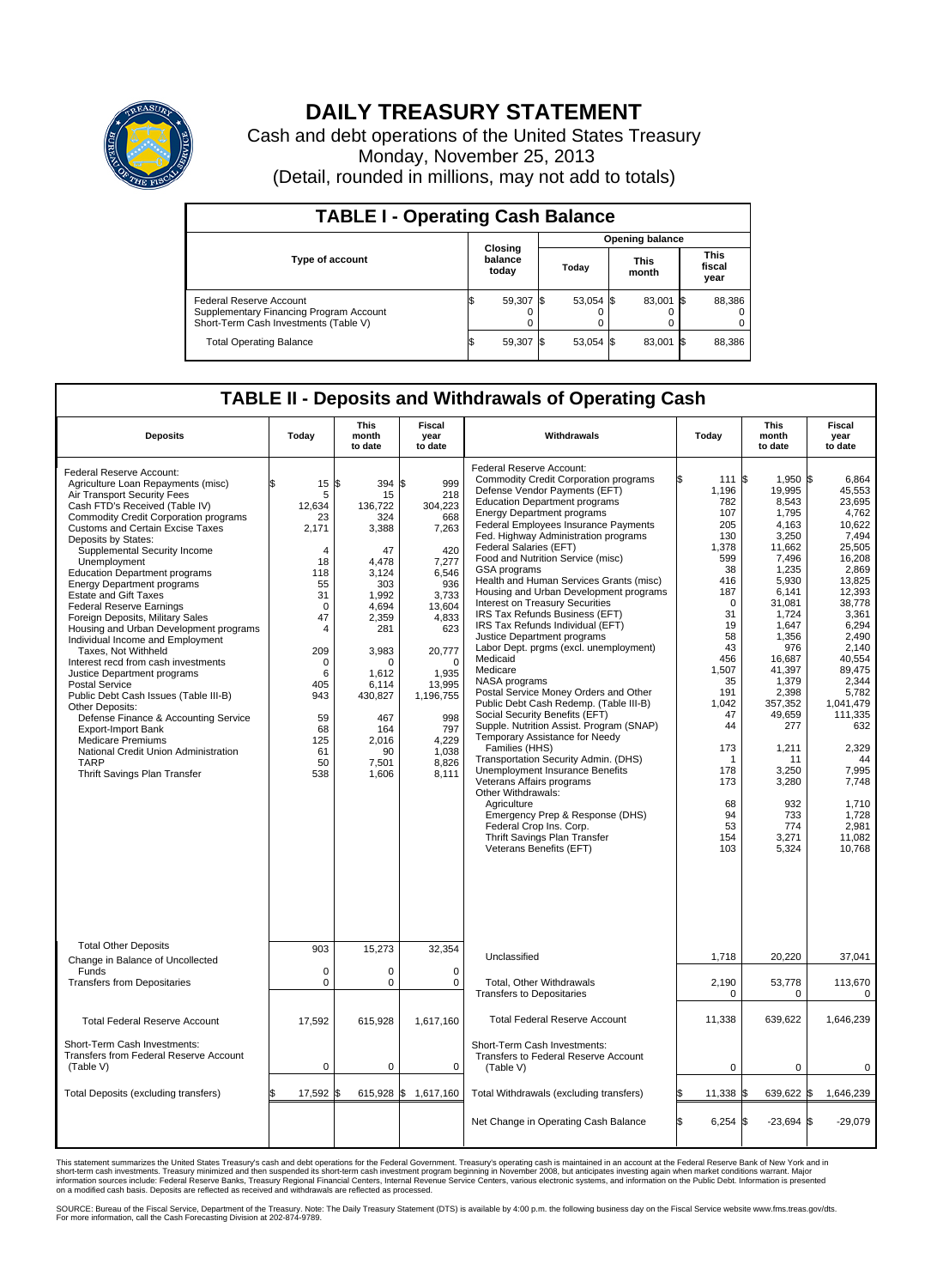# DAILY TREASURY STATEMENT

Cash and debt operations of the United States Treasury
Monday, November 25, 2013
(Detail, rounded in millions, may not add to totals)

## TABLE I - Operating Cash Balance

| Type of account | Closing balance today | Opening balance Today | Opening balance This month | Opening balance This fiscal year |
|---|---|---|---|---|
| Federal Reserve Account | $ 59,307 | $ 53,054 | $ 83,001 | $ 88,386 |
| Supplementary Financing Program Account | 0 | 0 | 0 | 0 |
| Short-Term Cash Investments (Table V) | 0 | 0 | 0 | 0 |
| Total Operating Balance | $ 59,307 | $ 53,054 | $ 83,001 | $ 88,386 |

## TABLE II - Deposits and Withdrawals of Operating Cash

| Deposits | Today | This month to date | Fiscal year to date |
|---|---|---|---|
| Federal Reserve Account: | | | |
| Agriculture Loan Repayments (misc) | $ 15 | $ 394 | $ 999 |
| Air Transport Security Fees | 5 | 15 | 218 |
| Cash FTD's Received (Table IV) | 12,634 | 136,722 | 304,223 |
| Commodity Credit Corporation programs | 23 | 324 | 668 |
| Customs and Certain Excise Taxes | 2,171 | 3,388 | 7,263 |
| Deposits by States: | | | |
| Supplemental Security Income | 4 | 47 | 420 |
| Unemployment | 18 | 4,478 | 7,277 |
| Education Department programs | 118 | 3,124 | 6,546 |
| Energy Department programs | 55 | 303 | 936 |
| Estate and Gift Taxes | 31 | 1,992 | 3,733 |
| Federal Reserve Earnings | 0 | 4,694 | 13,604 |
| Foreign Deposits, Military Sales | 47 | 2,359 | 4,833 |
| Housing and Urban Development programs | 4 | 281 | 623 |
| Individual Income and Employment Taxes, Not Withheld | 209 | 3,983 | 20,777 |
| Interest recd from cash investments | 0 | 0 | 0 |
| Justice Department programs | 6 | 1,612 | 1,935 |
| Postal Service | 405 | 6,114 | 13,995 |
| Public Debt Cash Issues (Table III-B) | 943 | 430,827 | 1,196,755 |
| Other Deposits: | | | |
| Defense Finance & Accounting Service | 59 | 467 | 998 |
| Export-Import Bank | 68 | 164 | 797 |
| Medicare Premiums | 125 | 2,016 | 4,229 |
| National Credit Union Administration | 61 | 90 | 1,038 |
| TARP | 50 | 7,501 | 8,826 |
| Thrift Savings Plan Transfer | 538 | 1,606 | 8,111 |
| Total Other Deposits | 903 | 15,273 | 32,354 |
| Change in Balance of Uncollected Funds | 0 | 0 | 0 |
| Transfers from Depositaries | 0 | 0 | 0 |
| Total Federal Reserve Account | 17,592 | 615,928 | 1,617,160 |
| Short-Term Cash Investments: Transfers from Federal Reserve Account (Table V) | 0 | 0 | 0 |
| Total Deposits (excluding transfers) | $ 17,592 | $ 615,928 | $ 1,617,160 |

| Withdrawals | Today | This month to date | Fiscal year to date |
|---|---|---|---|
| Federal Reserve Account: | | | |
| Commodity Credit Corporation programs | $ 111 | $ 1,950 | $ 6,864 |
| Defense Vendor Payments (EFT) | 1,196 | 19,995 | 45,553 |
| Education Department programs | 782 | 8,543 | 23,695 |
| Energy Department programs | 107 | 1,795 | 4,762 |
| Federal Employees Insurance Payments | 205 | 4,163 | 10,622 |
| Fed. Highway Administration programs | 130 | 3,250 | 7,494 |
| Federal Salaries (EFT) | 1,378 | 11,662 | 25,505 |
| Food and Nutrition Service (misc) | 599 | 7,496 | 16,208 |
| GSA programs | 38 | 1,235 | 2,869 |
| Health and Human Services Grants (misc) | 416 | 5,930 | 13,825 |
| Housing and Urban Development programs | 187 | 6,141 | 12,393 |
| Interest on Treasury Securities | 0 | 31,081 | 38,778 |
| IRS Tax Refunds Business (EFT) | 31 | 1,724 | 3,361 |
| IRS Tax Refunds Individual (EFT) | 19 | 1,647 | 6,294 |
| Justice Department programs | 58 | 1,356 | 2,490 |
| Labor Dept. prgms (excl. unemployment) | 43 | 976 | 2,140 |
| Medicaid | 456 | 16,687 | 40,554 |
| Medicare | 1,507 | 41,397 | 89,475 |
| NASA programs | 35 | 1,379 | 2,344 |
| Postal Service Money Orders and Other | 191 | 2,398 | 5,782 |
| Public Debt Cash Redemp. (Table III-B) | 1,042 | 357,352 | 1,041,479 |
| Social Security Benefits (EFT) | 47 | 49,659 | 111,335 |
| Supple. Nutrition Assist. Program (SNAP) | 44 | 277 | 632 |
| Temporary Assistance for Needy Families (HHS) | 173 | 1,211 | 2,329 |
| Transportation Security Admin. (DHS) | 1 | 11 | 44 |
| Unemployment Insurance Benefits | 178 | 3,250 | 7,995 |
| Veterans Affairs programs | 173 | 3,280 | 7,748 |
| Other Withdrawals: | | | |
| Agriculture | 68 | 932 | 1,710 |
| Emergency Prep & Response (DHS) | 94 | 733 | 1,728 |
| Federal Crop Ins. Corp. | 53 | 774 | 2,981 |
| Thrift Savings Plan Transfer | 154 | 3,271 | 11,082 |
| Veterans Benefits (EFT) | 103 | 5,324 | 10,768 |
| Unclassified | 1,718 | 20,220 | 37,041 |
| Total, Other Withdrawals | 2,190 | 53,778 | 113,670 |
| Transfers to Depositaries | 0 | 0 | 0 |
| Total Federal Reserve Account | 11,338 | 639,622 | 1,646,239 |
| Short-Term Cash Investments: Transfers to Federal Reserve Account (Table V) | 0 | 0 | 0 |
| Total Withdrawals (excluding transfers) | $ 11,338 | $ 639,622 | $ 1,646,239 |
| Net Change in Operating Cash Balance | $ 6,254 | $ -23,694 | $ -29,079 |

This statement summarizes the United States Treasury's cash and debt operations for the Federal Government. Treasury's operating cash is maintained in an account at the Federal Reserve Bank of New York and in short-term cash investments. Treasury minimized and then suspended its short-term cash investment program beginning in November 2008, but anticipates investing again when market conditions warrant. Major information sources include: Federal Reserve Banks, Treasury Regional Financial Centers, Internal Revenue Service Centers, various electronic systems, and information on the Public Debt. Information is presented on a modified cash basis. Deposits are reflected as received and withdrawals are reflected as processed.

SOURCE: Bureau of the Fiscal Service, Department of the Treasury. Note: The Daily Treasury Statement (DTS) is available by 4:00 p.m. the following business day on the Fiscal Service website www.fms.treas.gov/dts. For more information, call the Cash Forecasting Division at 202-874-9789.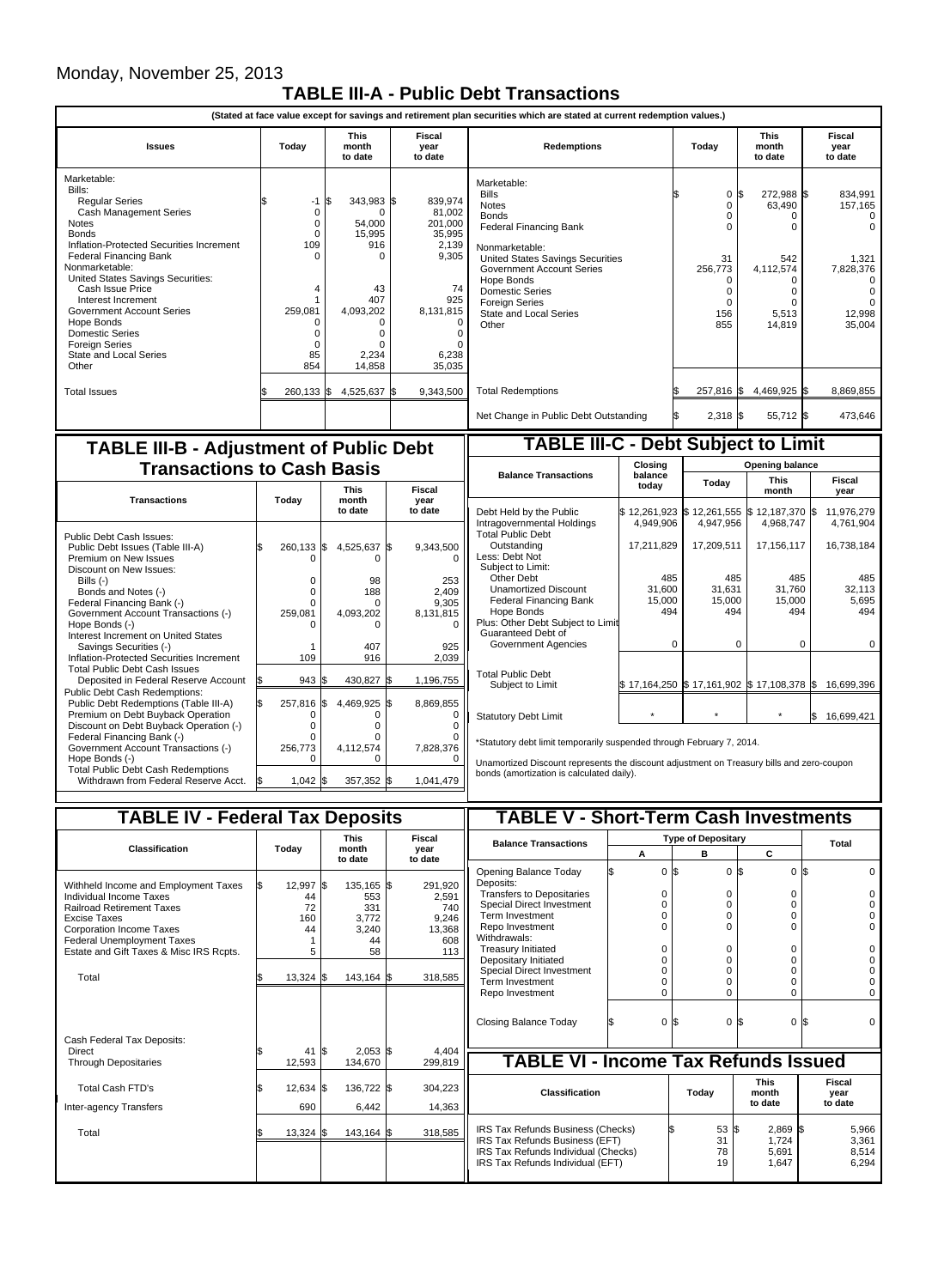Monday, November 25, 2013

# TABLE III-A - Public Debt Transactions

(Stated at face value except for savings and retirement plan securities which are stated at current redemption values.)

| Issues | Today | This month to date | Fiscal year to date |
|---|---|---|---|
| Marketable: | | | |
| Bills: | | | |
| Regular Series | $ -1 | $ 343,983 | $ 839,974 |
| Cash Management Series | 0 | 0 | 81,002 |
| Notes | 0 | 54,000 | 201,000 |
| Bonds | 0 | 15,995 | 35,995 |
| Inflation-Protected Securities Increment | 109 | 916 | 2,139 |
| Federal Financing Bank | 0 | 0 | 9,305 |
| Nonmarketable: | | | |
| United States Savings Securities: | | | |
| Cash Issue Price | 4 | 43 | 74 |
| Interest Increment | 1 | 407 | 925 |
| Government Account Series | 259,081 | 4,093,202 | 8,131,815 |
| Hope Bonds | 0 | 0 | 0 |
| Domestic Series | 0 | 0 | 0 |
| Foreign Series | 0 | 0 | 0 |
| State and Local Series | 85 | 2,234 | 6,238 |
| Other | 854 | 14,858 | 35,035 |
| Total Issues | $ 260,133 | $ 4,525,637 | $ 9,343,500 |

| Redemptions | Today | This month to date | Fiscal year to date |
|---|---|---|---|
| Marketable: | | | |
| Bills | $ 0 | $ 272,988 | $ 834,991 |
| Notes | 0 | 63,490 | 157,165 |
| Bonds | 0 | 0 | 0 |
| Federal Financing Bank | 0 | 0 | 0 |
| Nonmarketable: | | | |
| United States Savings Securities | 31 | 542 | 1,321 |
| Government Account Series | 256,773 | 4,112,574 | 7,828,376 |
| Hope Bonds | 0 | 0 | 0 |
| Domestic Series | 0 | 0 | 0 |
| Foreign Series | 0 | 0 | 0 |
| State and Local Series | 156 | 5,513 | 12,998 |
| Other | 855 | 14,819 | 35,004 |
| Total Redemptions | $ 257,816 | $ 4,469,925 | $ 8,869,855 |
| Net Change in Public Debt Outstanding | $ 2,318 | $ 55,712 | $ 473,646 |

# TABLE III-B - Adjustment of Public Debt Transactions to Cash Basis

| Transactions | Today | This month to date | Fiscal year to date |
|---|---|---|---|
| Public Debt Cash Issues: | | | |
| Public Debt Issues (Table III-A) | $ 260,133 | $ 4,525,637 | $ 9,343,500 |
| Premium on New Issues | 0 | 0 | 0 |
| Discount on New Issues: | | | |
| Bills (-) | 0 | 98 | 253 |
| Bonds and Notes (-) | 0 | 188 | 2,409 |
| Federal Financing Bank (-) | 0 | 0 | 9,305 |
| Government Account Transactions (-) | 259,081 | 4,093,202 | 8,131,815 |
| Hope Bonds (-) | 0 | 0 | 0 |
| Interest Increment on United States Savings Securities (-) | 1 | 407 | 925 |
| Inflation-Protected Securities Increment | 109 | 916 | 2,039 |
| Total Public Debt Cash Issues Deposited in Federal Reserve Account | $ 943 | $ 430,827 | $ 1,196,755 |
| Public Debt Cash Redemptions: | | | |
| Public Debt Redemptions (Table III-A) | $ 257,816 | $ 4,469,925 | $ 8,869,855 |
| Premium on Debt Buyback Operation | 0 | 0 | 0 |
| Discount on Debt Buyback Operation (-) | 0 | 0 | 0 |
| Federal Financing Bank (-) | 0 | 0 | 0 |
| Government Account Transactions (-) | 256,773 | 4,112,574 | 7,828,376 |
| Hope Bonds (-) | 0 | 0 | 0 |
| Total Public Debt Cash Redemptions Withdrawn from Federal Reserve Acct. | $ 1,042 | $ 357,352 | $ 1,041,479 |

# TABLE III-C - Debt Subject to Limit

| Balance Transactions | Closing balance today | Opening balance Today | Opening balance This month | Opening balance Fiscal year |
|---|---|---|---|---|
| Debt Held by the Public | $ 12,261,923 | $ 12,261,555 | $ 12,187,370 | $ 11,976,279 |
| Intragovernmental Holdings | 4,949,906 | 4,947,956 | 4,968,747 | 4,761,904 |
| Total Public Debt Outstanding | 17,211,829 | 17,209,511 | 17,156,117 | 16,738,184 |
| Less: Debt Not Subject to Limit: | | | | |
| Other Debt | 485 | 485 | 485 | 485 |
| Unamortized Discount | 31,600 | 31,631 | 31,760 | 32,113 |
| Federal Financing Bank | 15,000 | 15,000 | 15,000 | 5,695 |
| Hope Bonds | 494 | 494 | 494 | 494 |
| Plus: Other Debt Subject to Limit | | | | |
| Guaranteed Debt of Government Agencies | 0 | 0 | 0 | 0 |
| Total Public Debt Subject to Limit | $ 17,164,250 | $ 17,161,902 | $ 17,108,378 | $ 16,699,396 |
| Statutory Debt Limit | * | * | * | $ 16,699,421 |

*Statutory debt limit temporarily suspended through February 7, 2014.

Unamortized Discount represents the discount adjustment on Treasury bills and zero-coupon bonds (amortization is calculated daily).

# TABLE IV - Federal Tax Deposits

| Classification | Today | This month to date | Fiscal year to date |
|---|---|---|---|
| Withheld Income and Employment Taxes | $ 12,997 | $ 135,165 | $ 291,920 |
| Individual Income Taxes | 44 | 553 | 2,591 |
| Railroad Retirement Taxes | 72 | 331 | 740 |
| Excise Taxes | 160 | 3,772 | 9,246 |
| Corporation Income Taxes | 44 | 3,240 | 13,368 |
| Federal Unemployment Taxes | 1 | 44 | 608 |
| Estate and Gift Taxes & Misc IRS Rcpts. | 5 | 58 | 113 |
| Total | $ 13,324 | $ 143,164 | $ 318,585 |
| Cash Federal Tax Deposits: | | | |
| Direct | $ 41 | $ 2,053 | $ 4,404 |
| Through Depositaries | 12,593 | 134,670 | 299,819 |
| Total Cash FTD's | $ 12,634 | $ 136,722 | $ 304,223 |
| Inter-agency Transfers | 690 | 6,442 | 14,363 |
| Total | $ 13,324 | $ 143,164 | $ 318,585 |

# TABLE V - Short-Term Cash Investments

| Balance Transactions | Type of Depositary A | B | C | Total |
|---|---|---|---|---|
| Opening Balance Today | $ 0 | $ 0 | $ 0 | $ 0 |
| Deposits: | | | | |
| Transfers to Depositaries | 0 | 0 | 0 | 0 |
| Special Direct Investment | 0 | 0 | 0 | 0 |
| Term Investment | 0 | 0 | 0 | 0 |
| Repo Investment | 0 | 0 | 0 | 0 |
| Withdrawals: | | | | |
| Treasury Initiated | 0 | 0 | 0 | 0 |
| Depositary Initiated | 0 | 0 | 0 | 0 |
| Special Direct Investment | 0 | 0 | 0 | 0 |
| Term Investment | 0 | 0 | 0 | 0 |
| Repo Investment | 0 | 0 | 0 | 0 |
| Closing Balance Today | $ 0 | $ 0 | $ 0 | $ 0 |

# TABLE VI - Income Tax Refunds Issued

| Classification | Today | This month to date | Fiscal year to date |
|---|---|---|---|
| IRS Tax Refunds Business (Checks) | $ 53 | $ 2,869 | $ 5,966 |
| IRS Tax Refunds Business (EFT) | 31 | 1,724 | 3,361 |
| IRS Tax Refunds Individual (Checks) | 78 | 5,691 | 8,514 |
| IRS Tax Refunds Individual (EFT) | 19 | 1,647 | 6,294 |